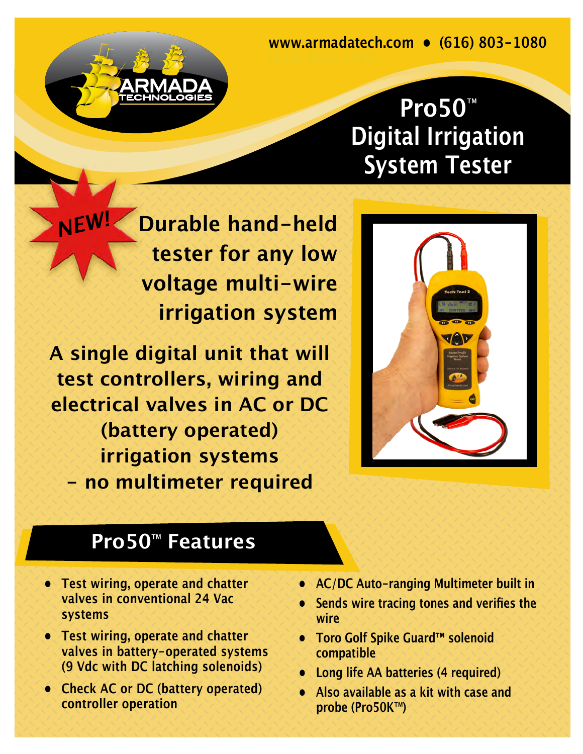www.armadatech.com • (616) 803-1080

ARMADA TECHNOLOGIES

# Pro50™ Digital Irrigation System Tester

NEW!

**Durable hand-held tester for any low voltage multi-wire irrigation system**

**A single digital unit that will test controllers, wiring and electrical valves in AC or DC (battery operated) irrigation systems – no multimeter required**

## Pro50™ Features

- Test wiring, operate and chatter valves in conventional 24 Vac systems
- Test wiring, operate and chatter valves in battery-operated systems (9 Vdc with DC latching solenoids)
- Check AC or DC (battery operated) controller operation
- AC/DC Auto-ranging Multimeter built in
- Sends wire tracing tones and verifies the wire
- Toro Golf Spike Guard™ solenoid compatible
- Long life AA batteries (4 required)
- Also available as a kit with case and probe (Pro50K™)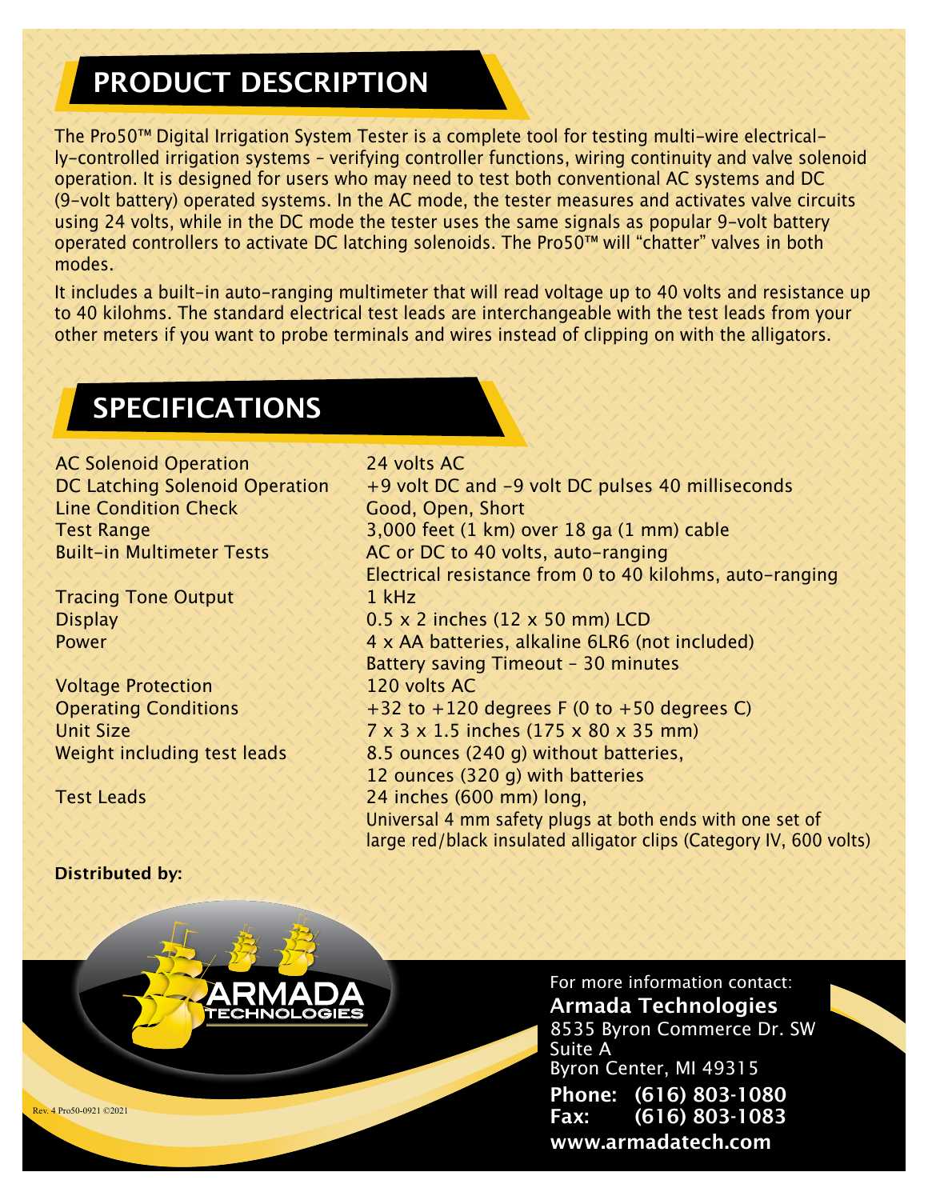## PRODUCT DESCRIPTION

The Pro50™ Digital Irrigation System Tester is a complete tool for testing multi-wire electrically-controlled irrigation systems - verifying controller functions, wiring continuity and valve solenoid operation. It is designed for users who may need to test both conventional AC systems and DC (9-volt battery) operated systems. In the AC mode, the tester measures and activates valve circuits using 24 volts, while in the DC mode the tester uses the same signals as popular 9-volt battery operated controllers to activate DC latching solenoids. The Pro50™ will "chatter" valves in both modes.

It includes a built-in auto-ranging multimeter that will read voltage up to 40 volts and resistance up to 40 kilohms. The standard electrical test leads are interchangeable with the test leads from your other meters if you want to probe terminals and wires instead of clipping on with the alligators.

## SPECIFICATIONS

| | |
|---|---|
| AC Solenoid Operation | 24 volts AC |
| DC Latching Solenoid Operation | +9 volt DC and -9 volt DC pulses 40 milliseconds |
| Line Condition Check | Good, Open, Short |
| Test Range | 3,000 feet (1 km) over 18 ga (1 mm) cable |
| Built-in Multimeter Tests | AC or DC to 40 volts, auto-ranging<br>Electrical resistance from 0 to 40 kilohms, auto-ranging |
| Tracing Tone Output | 1 kHz |
| Display | 0.5 x 2 inches (12 x 50 mm) LCD |
| Power | 4 x AA batteries, alkaline 6LR6 (not included)<br>Battery saving Timeout - 30 minutes |
| Voltage Protection | 120 volts AC |
| Operating Conditions | +32 to +120 degrees F (0 to +50 degrees C) |
| Unit Size | 7 x 3 x 1.5 inches (175 x 80 x 35 mm) |
| Weight including test leads | 8.5 ounces (240 g) without batteries,<br>12 ounces (320 g) with batteries |
| Test Leads | 24 inches (600 mm) long,<br>Universal 4 mm safety plugs at both ends with one set of large red/black insulated alligator clips (Category IV, 600 volts) |

**Distributed by:**

ARMADA TECHNOLOGIES

For more information contact:

**Armada Technologies**
8535 Byron Commerce Dr. SW
Suite A
Byron Center, MI 49315

**Phone: (616) 803-1080**
**Fax: (616) 803-1083**
**www.armadatech.com**

Rev. 4 Pro50-0921 ©2021